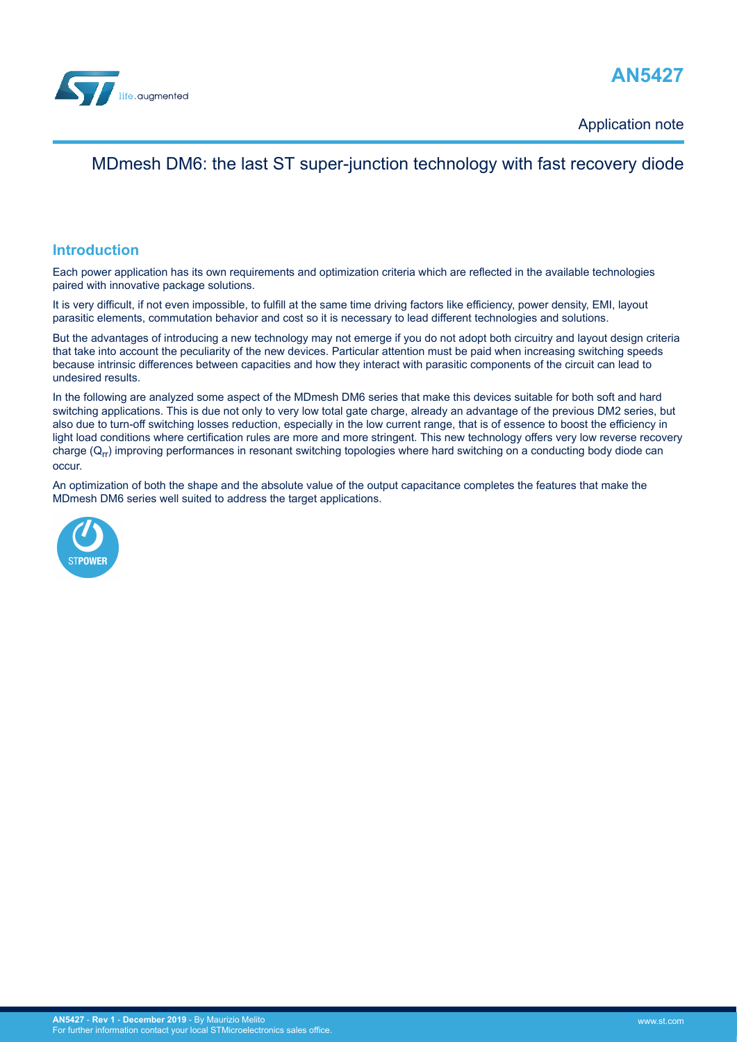# AN5427

Application note

## MDmesh DM6: the last ST super-junction technology with fast recovery diode

## Introduction

Each power application has its own requirements and optimization criteria which are reflected in the available technologies paired with innovative package solutions.

It is very difficult, if not even impossible, to fulfill at the same time driving factors like efficiency, power density, EMI, layout parasitic elements, commutation behavior and cost so it is necessary to lead different technologies and solutions.

But the advantages of introducing a new technology may not emerge if you do not adopt both circuitry and layout design criteria that take into account the peculiarity of the new devices. Particular attention must be paid when increasing switching speeds because intrinsic differences between capacities and how they interact with parasitic components of the circuit can lead to undesired results.

In the following are analyzed some aspect of the MDmesh DM6 series that make this devices suitable for both soft and hard switching applications. This is due not only to very low total gate charge, already an advantage of the previous DM2 series, but also due to turn-off switching losses reduction, especially in the low current range, that is of essence to boost the efficiency in light load conditions where certification rules are more and more stringent. This new technology offers very low reverse recovery charge ($Q_{rr}$) improving performances in resonant switching topologies where hard switching on a conducting body diode can occur.

An optimization of both the shape and the absolute value of the output capacitance completes the features that make the MDmesh DM6 series well suited to address the target applications.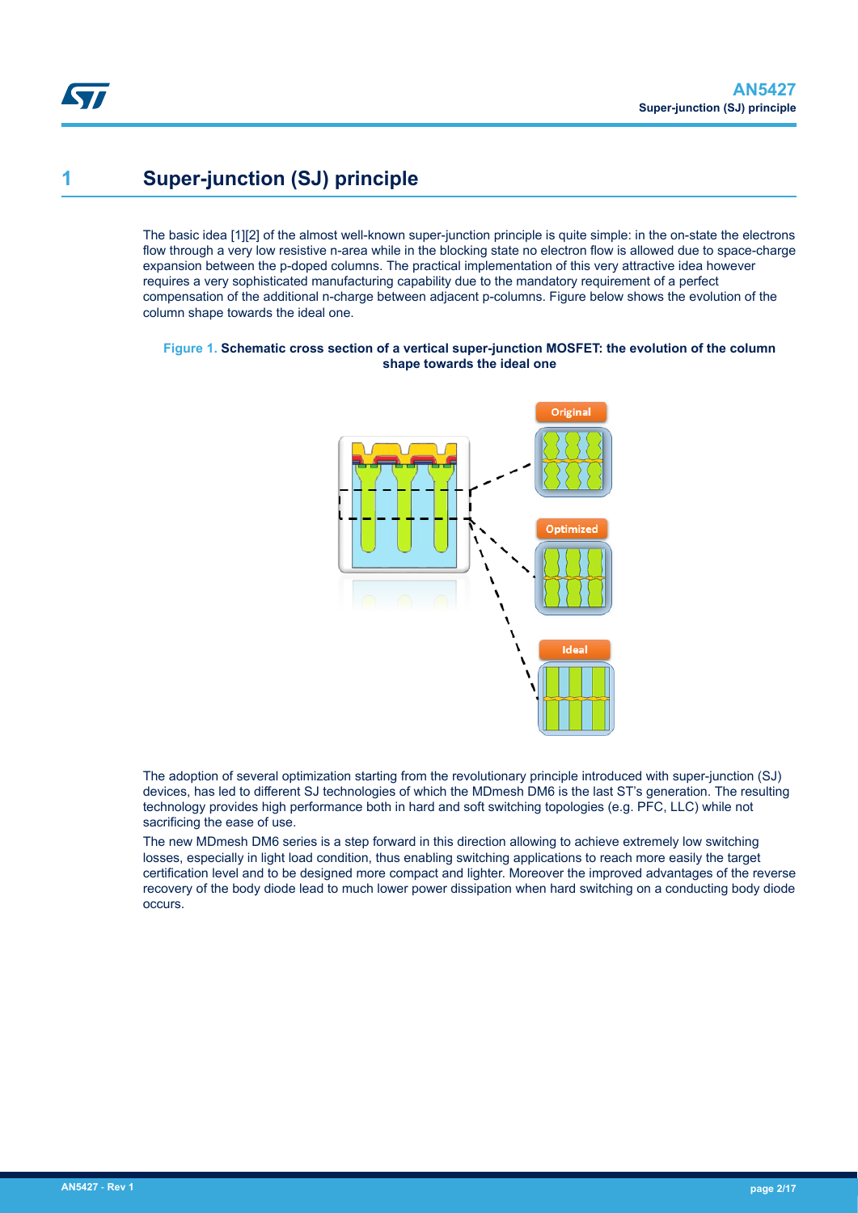# 1 Super-junction (SJ) principle

The basic idea [1][2] of the almost well-known super-junction principle is quite simple: in the on-state the electrons flow through a very low resistive n-area while in the blocking state no electron flow is allowed due to space-charge expansion between the p-doped columns. The practical implementation of this very attractive idea however requires a very sophisticated manufacturing capability due to the mandatory requirement of a perfect compensation of the additional n-charge between adjacent p-columns. Figure below shows the evolution of the column shape towards the ideal one.

**Figure 1. Schematic cross section of a vertical super-junction MOSFET: the evolution of the column shape towards the ideal one**

The adoption of several optimization starting from the revolutionary principle introduced with super-junction (SJ) devices, has led to different SJ technologies of which the MDmesh DM6 is the last ST's generation. The resulting technology provides high performance both in hard and soft switching topologies (e.g. PFC, LLC) while not sacrificing the ease of use.

The new MDmesh DM6 series is a step forward in this direction allowing to achieve extremely low switching losses, especially in light load condition, thus enabling switching applications to reach more easily the target certification level and to be designed more compact and lighter. Moreover the improved advantages of the reverse recovery of the body diode lead to much lower power dissipation when hard switching on a conducting body diode occurs.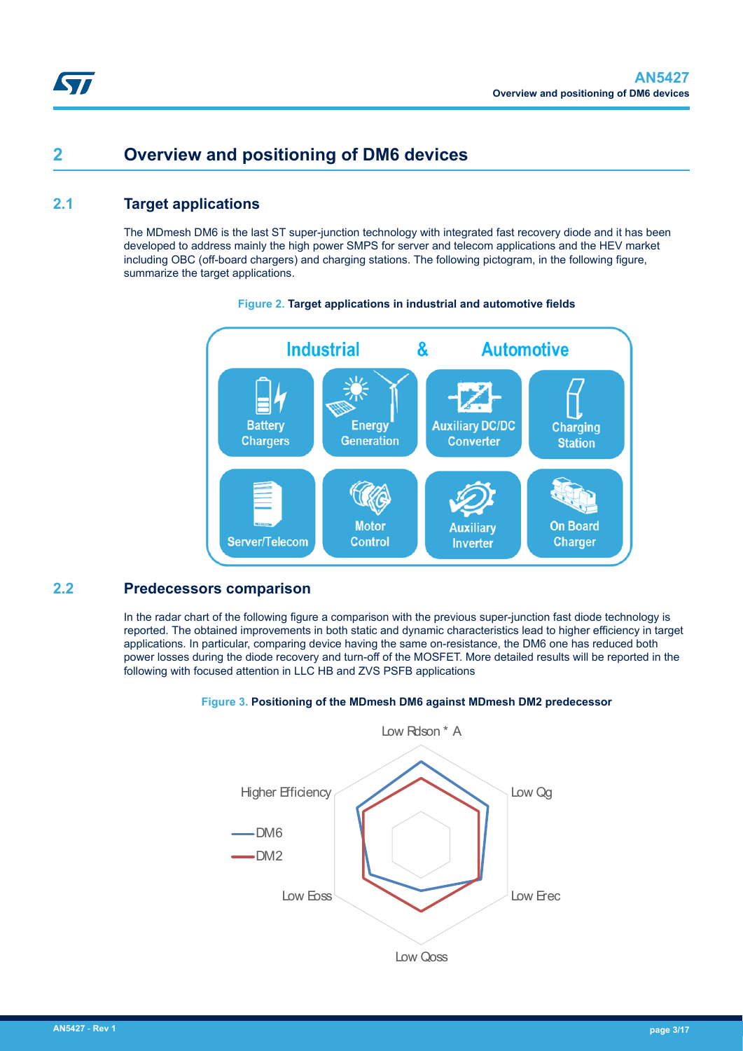# 2 Overview and positioning of DM6 devices

## 2.1 Target applications

The MDmesh DM6 is the last ST super-junction technology with integrated fast recovery diode and it has been developed to address mainly the high power SMPS for server and telecom applications and the HEV market including OBC (off-board chargers) and charging stations. The following pictogram, in the following figure, summarize the target applications.

**Figure 2.** Target applications in industrial and automotive fields

## 2.2 Predecessors comparison

In the radar chart of the following figure a comparison with the previous super-junction fast diode technology is reported. The obtained improvements in both static and dynamic characteristics lead to higher efficiency in target applications. In particular, comparing device having the same on-resistance, the DM6 one has reduced both power losses during the diode recovery and turn-off of the MOSFET. More detailed results will be reported in the following with focused attention in LLC HB and ZVS PSFB applications

**Figure 3.** Positioning of the MDmesh DM6 against MDmesh DM2 predecessor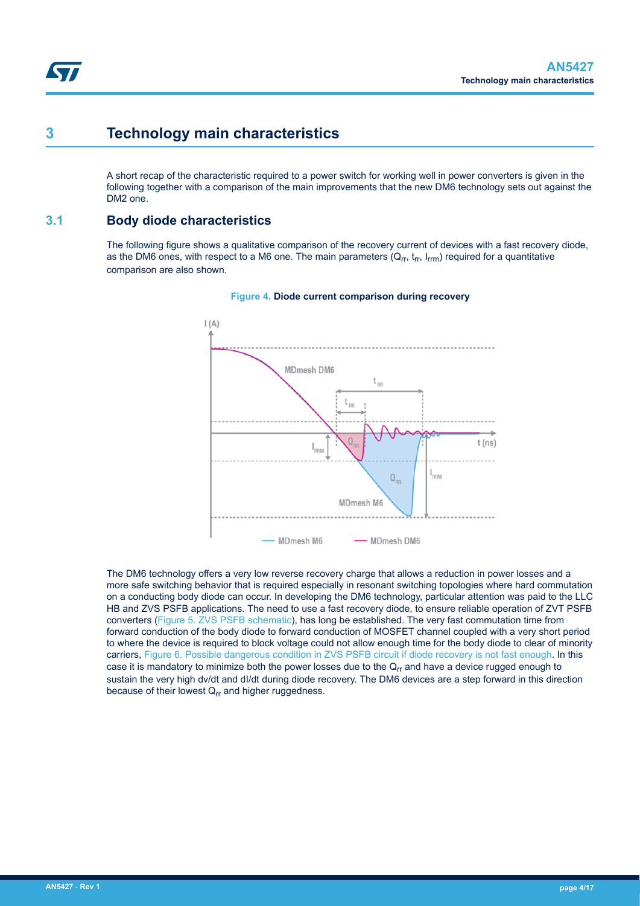## 3 Technology main characteristics

A short recap of the characteristic required to a power switch for working well in power converters is given in the following together with a comparison of the main improvements that the new DM6 technology sets out against the DM2 one.

### 3.1 Body diode characteristics

The following figure shows a qualitative comparison of the recovery current of devices with a fast recovery diode, as the DM6 ones, with respect to a M6 one. The main parameters ($Q_{rr}$, $t_{rr}$, $I_{rrm}$) required for a quantitative comparison are also shown.

**Figure 4. Diode current comparison during recovery**

The DM6 technology offers a very low reverse recovery charge that allows a reduction in power losses and a more safe switching behavior that is required especially in resonant switching topologies where hard commutation on a conducting body diode can occur. In developing the DM6 technology, particular attention was paid to the LLC HB and ZVS PSFB applications. The need to use a fast recovery diode, to ensure reliable operation of ZVT PSFB converters (Figure 5. ZVS PSFB schematic), has long be established. The very fast commutation time from forward conduction of the body diode to forward conduction of MOSFET channel coupled with a very short period to where the device is required to block voltage could not allow enough time for the body diode to clear of minority carriers, Figure 6. Possible dangerous condition in ZVS PSFB circuit if diode recovery is not fast enough. In this case it is mandatory to minimize both the power losses due to the $Q_{rr}$ and have a device rugged enough to sustain the very high dv/dt and dI/dt during diode recovery. The DM6 devices are a step forward in this direction because of their lowest $Q_{rr}$ and higher ruggedness.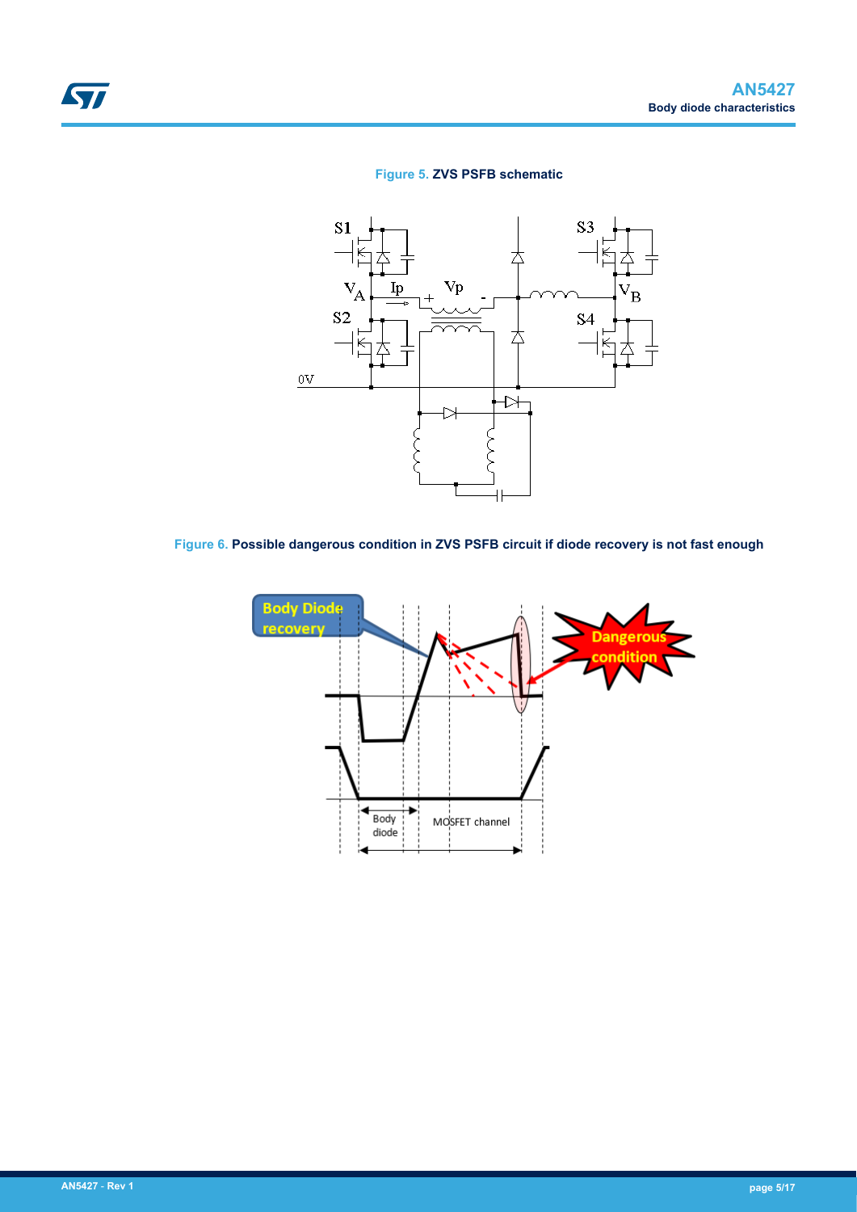Figure 5. ZVS PSFB schematic

Figure 6. Possible dangerous condition in ZVS PSFB circuit if diode recovery is not fast enough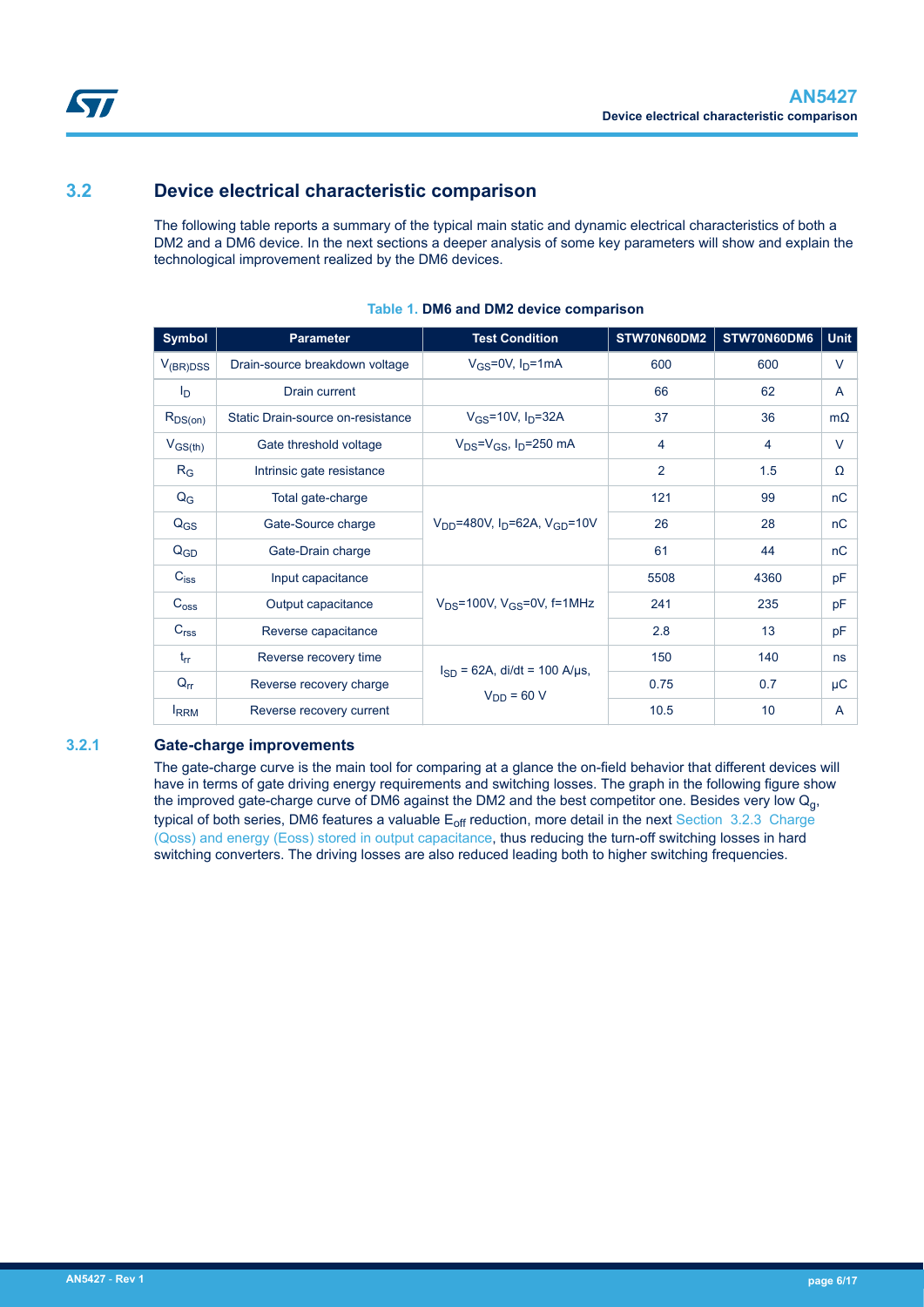## 3.2 Device electrical characteristic comparison

The following table reports a summary of the typical main static and dynamic electrical characteristics of both a DM2 and a DM6 device. In the next sections a deeper analysis of some key parameters will show and explain the technological improvement realized by the DM6 devices.

**Table 1. DM6 and DM2 device comparison**

| Symbol | Parameter | Test Condition | STW70N60DM2 | STW70N60DM6 | Unit |
|---|---|---|---|---|---|
| $V_{(BR)DSS}$ | Drain-source breakdown voltage | $V_{GS}$=0V, $I_D$=1mA | 600 | 600 | V |
| $I_D$ | Drain current | | 66 | 62 | A |
| $R_{DS(on)}$ | Static Drain-source on-resistance | $V_{GS}$=10V, $I_D$=32A | 37 | 36 | mΩ |
| $V_{GS(th)}$ | Gate threshold voltage | $V_{DS}$=$V_{GS}$, $I_D$=250 mA | 4 | 4 | V |
| $R_G$ | Intrinsic gate resistance | | 2 | 1.5 | Ω |
| $Q_G$ | Total gate-charge | $V_{DD}$=480V, $I_D$=62A, $V_{GD}$=10V | 121 | 99 | nC |
| $Q_{GS}$ | Gate-Source charge | | 26 | 28 | nC |
| $Q_{GD}$ | Gate-Drain charge | | 61 | 44 | nC |
| $C_{iss}$ | Input capacitance | $V_{DS}$=100V, $V_{GS}$=0V, f=1MHz | 5508 | 4360 | pF |
| $C_{oss}$ | Output capacitance | | 241 | 235 | pF |
| $C_{rss}$ | Reverse capacitance | | 2.8 | 13 | pF |
| $t_{rr}$ | Reverse recovery time | $I_{SD}$ = 62A, di/dt = 100 A/µs, $V_{DD}$ = 60 V | 150 | 140 | ns |
| $Q_{rr}$ | Reverse recovery charge | | 0.75 | 0.7 | µC |
| $I_{RRM}$ | Reverse recovery current | | 10.5 | 10 | A |

### 3.2.1 Gate-charge improvements

The gate-charge curve is the main tool for comparing at a glance the on-field behavior that different devices will have in terms of gate driving energy requirements and switching losses. The graph in the following figure show the improved gate-charge curve of DM6 against the DM2 and the best competitor one. Besides very low $Q_g$, typical of both series, DM6 features a valuable $E_{off}$ reduction, more detail in the next Section 3.2.3 Charge (Qoss) and energy (Eoss) stored in output capacitance, thus reducing the turn-off switching losses in hard switching converters. The driving losses are also reduced leading both to higher switching frequencies.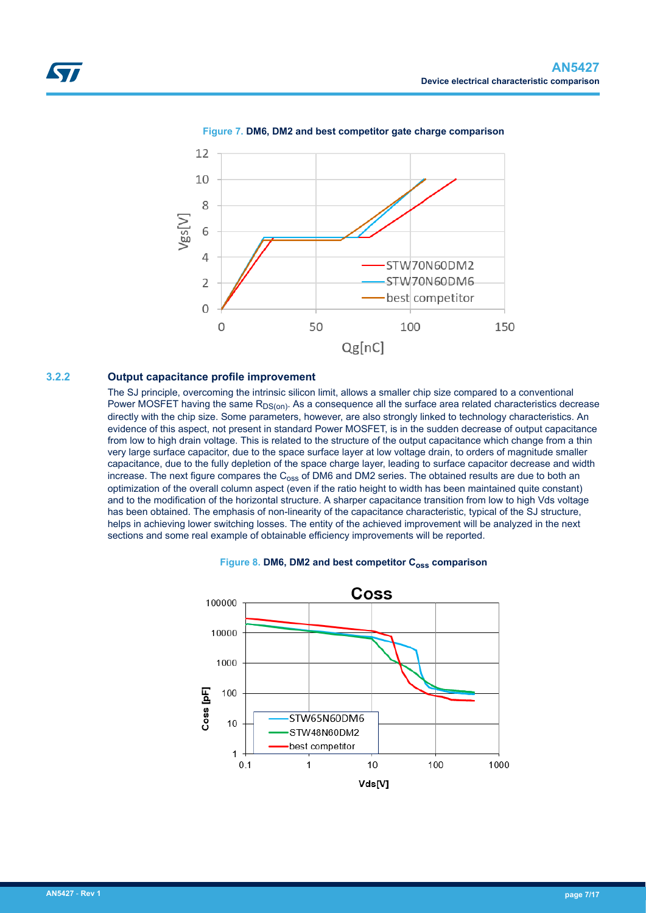**Figure 7.** **DM6, DM2 and best competitor gate charge comparison**

### 3.2.2 Output capacitance profile improvement

The SJ principle, overcoming the intrinsic silicon limit, allows a smaller chip size compared to a conventional Power MOSFET having the same $R_{DS(on)}$. As a consequence all the surface area related characteristics decrease directly with the chip size. Some parameters, however, are also strongly linked to technology characteristics. An evidence of this aspect, not present in standard Power MOSFET, is in the sudden decrease of output capacitance from low to high drain voltage. This is related to the structure of the output capacitance which change from a thin very large surface capacitor, due to the space surface layer at low voltage drain, to orders of magnitude smaller capacitance, due to the fully depletion of the space charge layer, leading to surface capacitor decrease and width increase. The next figure compares the $C_{oss}$ of DM6 and DM2 series. The obtained results are due to both an optimization of the overall column aspect (even if the ratio height to width has been maintained quite constant) and to the modification of the horizontal structure. A sharper capacitance transition from low to high Vds voltage has been obtained. The emphasis of non-linearity of the capacitance characteristic, typical of the SJ structure, helps in achieving lower switching losses. The entity of the achieved improvement will be analyzed in the next sections and some real example of obtainable efficiency improvements will be reported.

**Figure 8.** **DM6, DM2 and best competitor $C_{oss}$ comparison**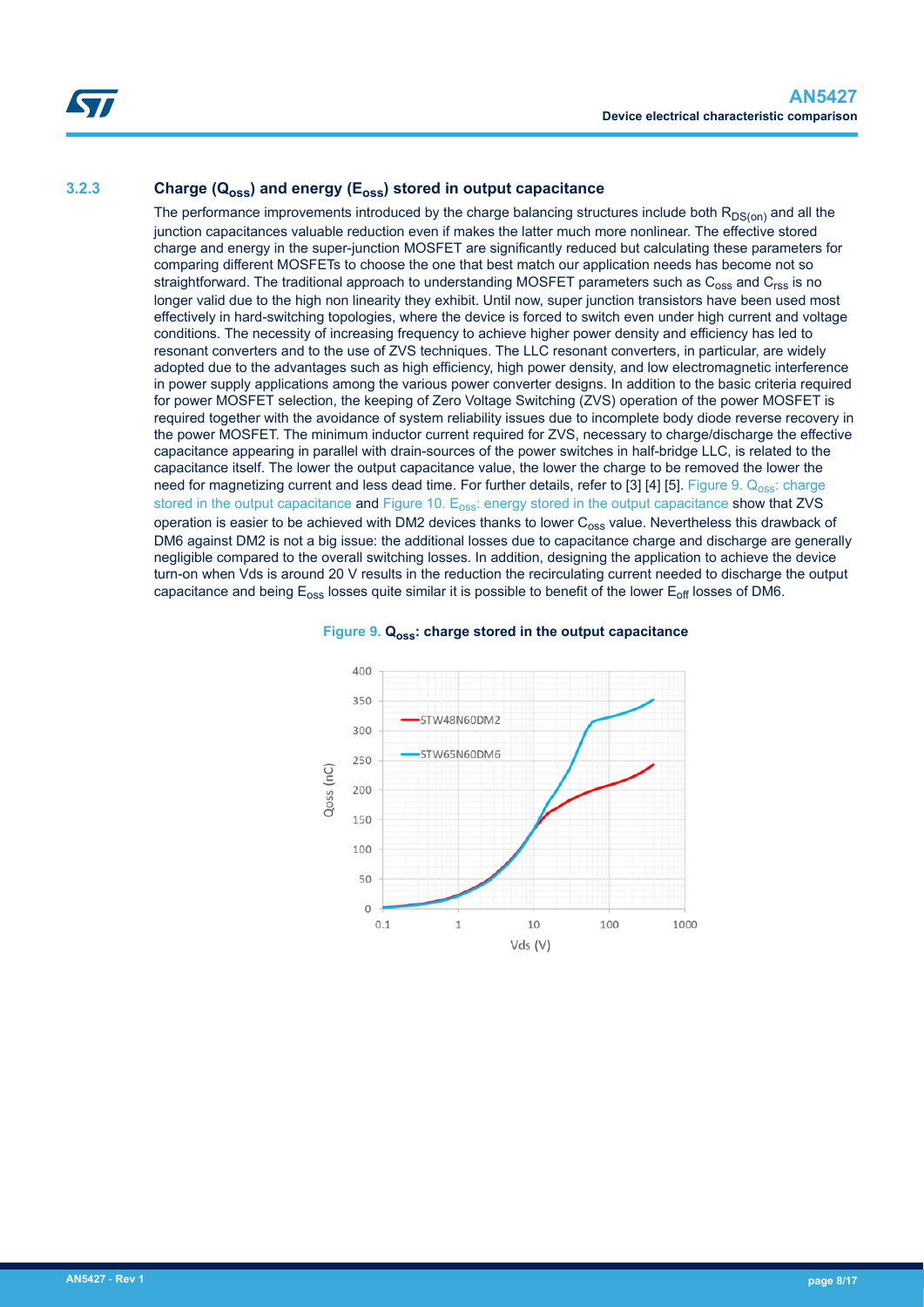### 3.2.3 Charge ($Q_{oss}$) and energy ($E_{oss}$) stored in output capacitance

The performance improvements introduced by the charge balancing structures include both $R_{DS(on)}$ and all the junction capacitances valuable reduction even if makes the latter much more nonlinear. The effective stored charge and energy in the super-junction MOSFET are significantly reduced but calculating these parameters for comparing different MOSFETs to choose the one that best match our application needs has become not so straightforward. The traditional approach to understanding MOSFET parameters such as $C_{oss}$ and $C_{rss}$ is no longer valid due to the high non linearity they exhibit. Until now, super junction transistors have been used most effectively in hard-switching topologies, where the device is forced to switch even under high current and voltage conditions. The necessity of increasing frequency to achieve higher power density and efficiency has led to resonant converters and to the use of ZVS techniques. The LLC resonant converters, in particular, are widely adopted due to the advantages such as high efficiency, high power density, and low electromagnetic interference in power supply applications among the various power converter designs. In addition to the basic criteria required for power MOSFET selection, the keeping of Zero Voltage Switching (ZVS) operation of the power MOSFET is required together with the avoidance of system reliability issues due to incomplete body diode reverse recovery in the power MOSFET. The minimum inductor current required for ZVS, necessary to charge/discharge the effective capacitance appearing in parallel with drain-sources of the power switches in half-bridge LLC, is related to the capacitance itself. The lower the output capacitance value, the lower the charge to be removed the lower the need for magnetizing current and less dead time. For further details, refer to [3] [4] [5]. Figure 9. $Q_{oss}$: charge stored in the output capacitance and Figure 10. $E_{oss}$: energy stored in the output capacitance show that ZVS operation is easier to be achieved with DM2 devices thanks to lower $C_{oss}$ value. Nevertheless this drawback of DM6 against DM2 is not a big issue: the additional losses due to capacitance charge and discharge are generally negligible compared to the overall switching losses. In addition, designing the application to achieve the device turn-on when Vds is around 20 V results in the reduction the recirculating current needed to discharge the output capacitance and being $E_{oss}$ losses quite similar it is possible to benefit of the lower $E_{off}$ losses of DM6.

**Figure 9. $Q_{oss}$: charge stored in the output capacitance**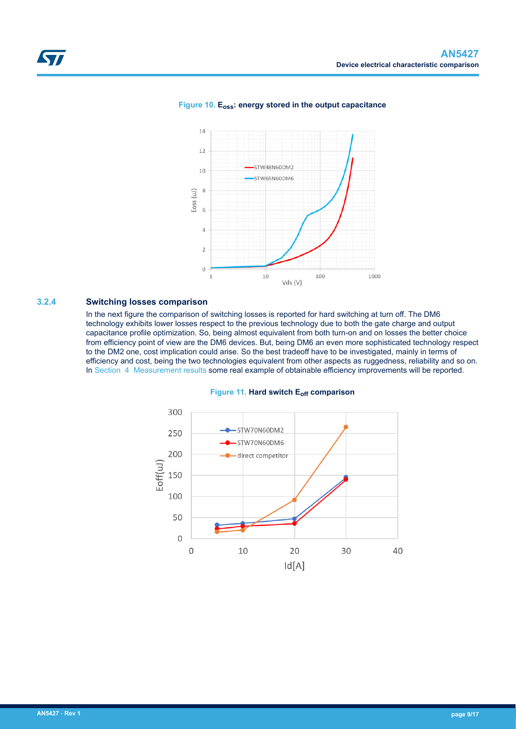Figure 10. $E_{oss}$: energy stored in the output capacitance

### 3.2.4 Switching losses comparison

In the next figure the comparison of switching losses is reported for hard switching at turn off. The DM6 technology exhibits lower losses respect to the previous technology due to both the gate charge and output capacitance profile optimization. So, being almost equivalent from both turn-on and on losses the better choice from efficiency point of view are the DM6 devices. But, being DM6 an even more sophisticated technology respect to the DM2 one, cost implication could arise. So the best tradeoff have to be investigated, mainly in terms of efficiency and cost, being the two technologies equivalent from other aspects as ruggedness, reliability and so on. In Section 4 Measurement results some real example of obtainable efficiency improvements will be reported.

Figure 11. Hard switch $E_{off}$ comparison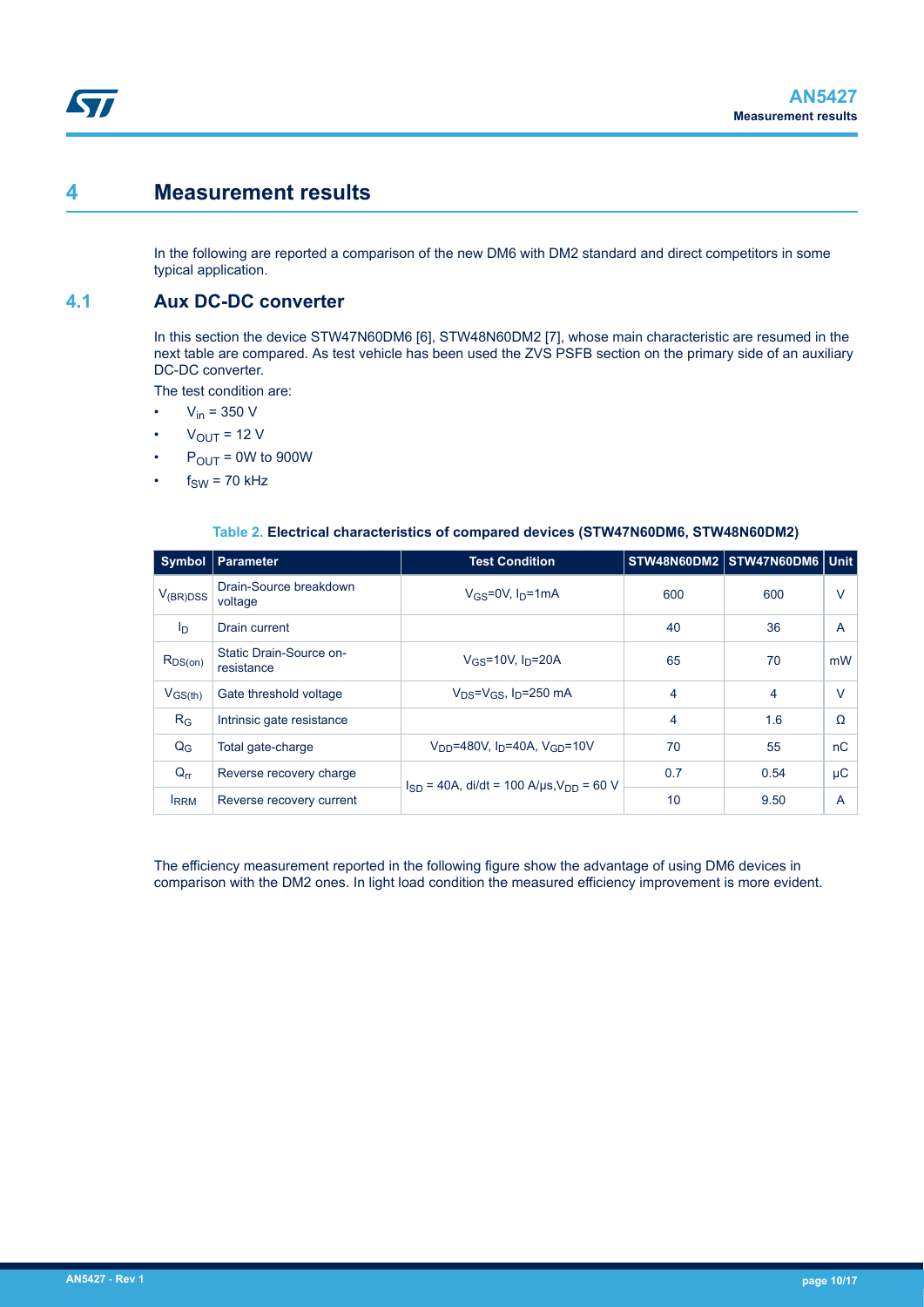# 4 Measurement results

In the following are reported a comparison of the new DM6 with DM2 standard and direct competitors in some typical application.

## 4.1 Aux DC-DC converter

In this section the device STW47N60DM6 [6], STW48N60DM2 [7], whose main characteristic are resumed in the next table are compared. As test vehicle has been used the ZVS PSFB section on the primary side of an auxiliary DC-DC converter.

The test condition are:

- $V_{in}$ = 350 V
- $V_{OUT}$ = 12 V
- $P_{OUT}$ = 0W to 900W
- $f_{SW}$ = 70 kHz

**Table 2. Electrical characteristics of compared devices (STW47N60DM6, STW48N60DM2)**

| Symbol | Parameter | Test Condition | STW48N60DM2 | STW47N60DM6 | Unit |
|---|---|---|---|---|---|
| $V_{(BR)DSS}$ | Drain-Source breakdown voltage | $V_{GS}$=0V, $I_D$=1mA | 600 | 600 | V |
| $I_D$ | Drain current | | 40 | 36 | A |
| $R_{DS(on)}$ | Static Drain-Source on-resistance | $V_{GS}$=10V, $I_D$=20A | 65 | 70 | mW |
| $V_{GS(th)}$ | Gate threshold voltage | $V_{DS}$=$V_{GS}$, $I_D$=250 mA | 4 | 4 | V |
| $R_G$ | Intrinsic gate resistance | | 4 | 1.6 | Ω |
| $Q_G$ | Total gate-charge | $V_{DD}$=480V, $I_D$=40A, $V_{GD}$=10V | 70 | 55 | nC |
| $Q_{rr}$ | Reverse recovery charge | $I_{SD}$ = 40A, di/dt = 100 A/µs, $V_{DD}$ = 60 V | 0.7 | 0.54 | µC |
| $I_{RRM}$ | Reverse recovery current | | 10 | 9.50 | A |

The efficiency measurement reported in the following figure show the advantage of using DM6 devices in comparison with the DM2 ones. In light load condition the measured efficiency improvement is more evident.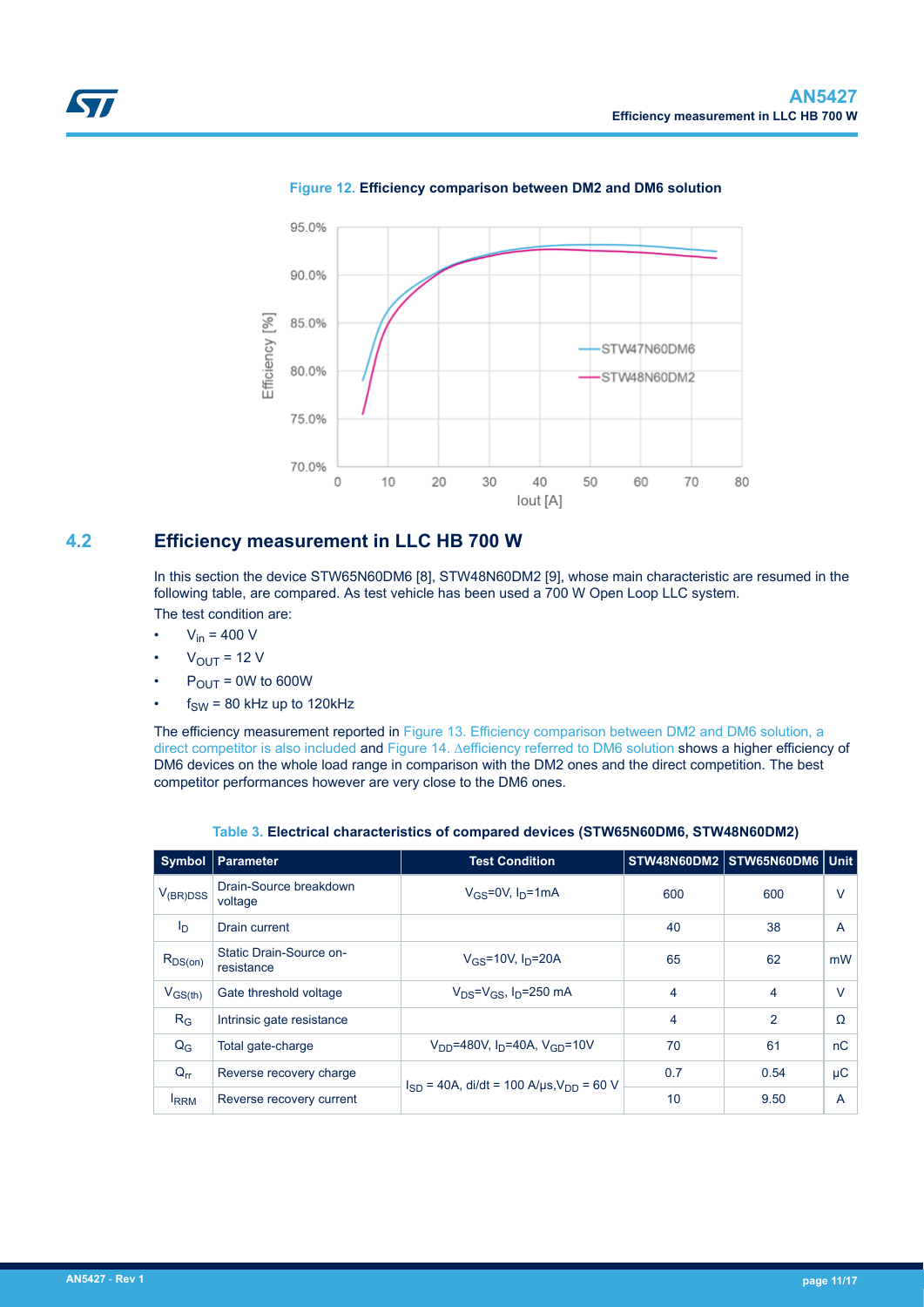**Figure 12.** Efficiency comparison between DM2 and DM6 solution

## 4.2 Efficiency measurement in LLC HB 700 W

In this section the device STW65N60DM6 [8], STW48N60DM2 [9], whose main characteristic are resumed in the following table, are compared. As test vehicle has been used a 700 W Open Loop LLC system.

The test condition are:

- $V_{in}$ = 400 V
- $V_{OUT}$ = 12 V
- $P_{OUT}$ = 0W to 600W
- $f_{SW}$ = 80 kHz up to 120kHz

The efficiency measurement reported in Figure 13. Efficiency comparison between DM2 and DM6 solution, a direct competitor is also included and Figure 14. ∆efficiency referred to DM6 solution shows a higher efficiency of DM6 devices on the whole load range in comparison with the DM2 ones and the direct competition. The best competitor performances however are very close to the DM6 ones.

**Table 3.** Electrical characteristics of compared devices (STW65N60DM6, STW48N60DM2)

| Symbol | Parameter | Test Condition | STW48N60DM2 | STW65N60DM6 | Unit |
|---|---|---|---|---|---|
| $V_{(BR)DSS}$ | Drain-Source breakdown voltage | $V_{GS}$=0V, $I_D$=1mA | 600 | 600 | V |
| $I_D$ | Drain current | | 40 | 38 | A |
| $R_{DS(on)}$ | Static Drain-Source on-resistance | $V_{GS}$=10V, $I_D$=20A | 65 | 62 | mW |
| $V_{GS(th)}$ | Gate threshold voltage | $V_{DS}$=$V_{GS}$, $I_D$=250 mA | 4 | 4 | V |
| $R_G$ | Intrinsic gate resistance | | 4 | 2 | Ω |
| $Q_G$ | Total gate-charge | $V_{DD}$=480V, $I_D$=40A, $V_{GD}$=10V | 70 | 61 | nC |
| $Q_{rr}$ | Reverse recovery charge | $I_{SD}$ = 40A, di/dt = 100 A/μs, $V_{DD}$ = 60 V | 0.7 | 0.54 | μC |
| $I_{RRM}$ | Reverse recovery current | | 10 | 9.50 | A |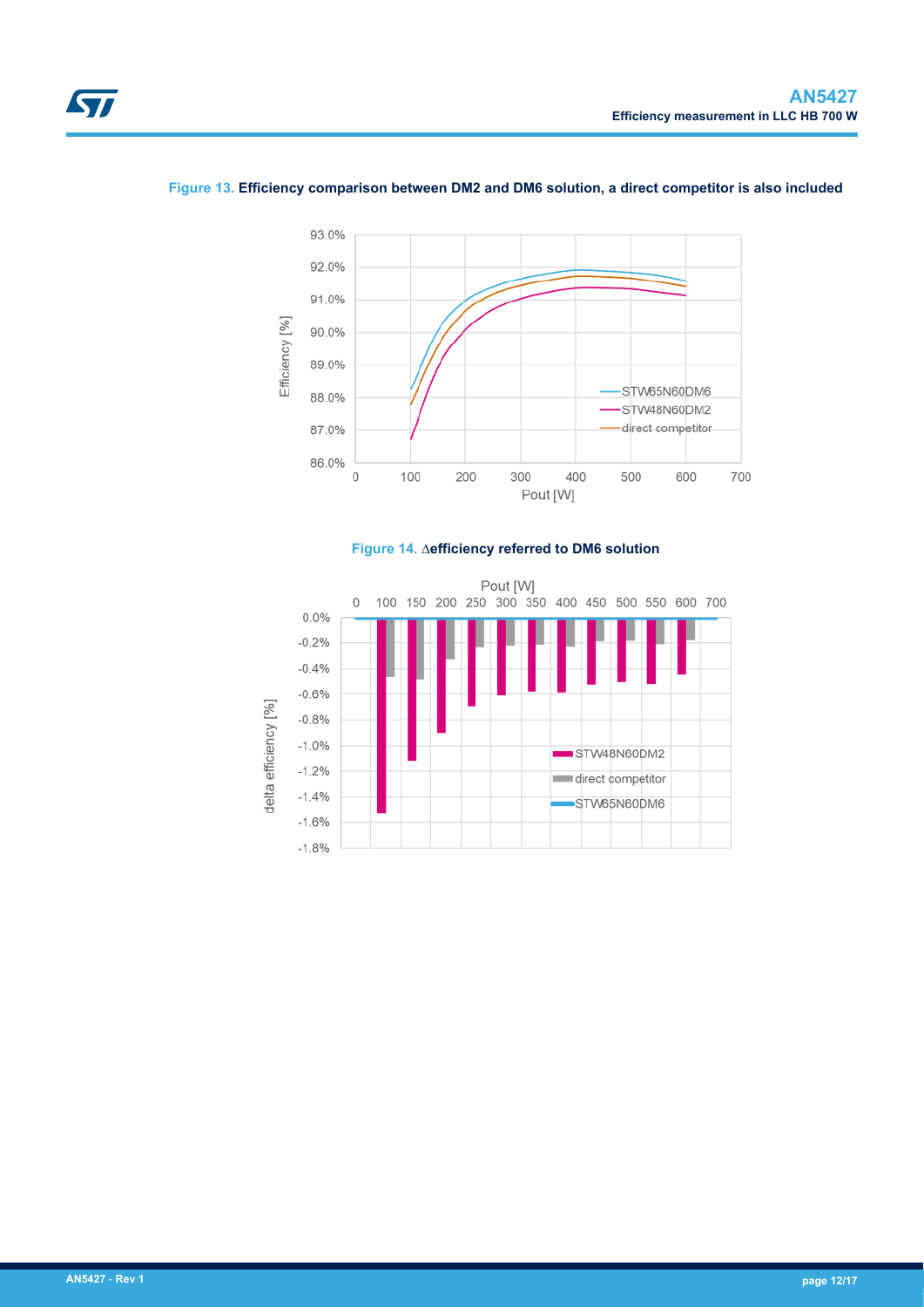**Figure 13.** Efficiency comparison between DM2 and DM6 solution, a direct competitor is also included

**Figure 14.** ∆efficiency referred to DM6 solution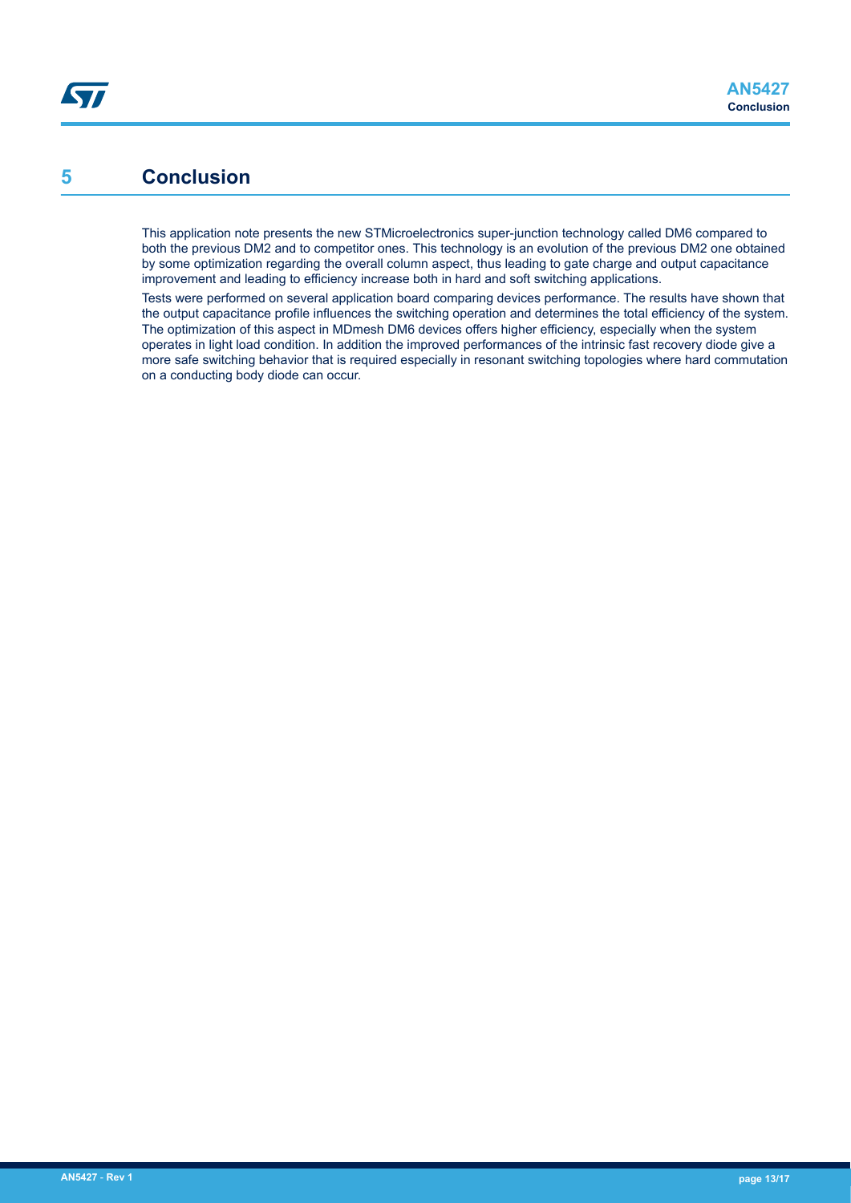# 5 Conclusion

This application note presents the new STMicroelectronics super-junction technology called DM6 compared to both the previous DM2 and to competitor ones. This technology is an evolution of the previous DM2 one obtained by some optimization regarding the overall column aspect, thus leading to gate charge and output capacitance improvement and leading to efficiency increase both in hard and soft switching applications.

Tests were performed on several application board comparing devices performance. The results have shown that the output capacitance profile influences the switching operation and determines the total efficiency of the system. The optimization of this aspect in MDmesh DM6 devices offers higher efficiency, especially when the system operates in light load condition. In addition the improved performances of the intrinsic fast recovery diode give a more safe switching behavior that is required especially in resonant switching topologies where hard commutation on a conducting body diode can occur.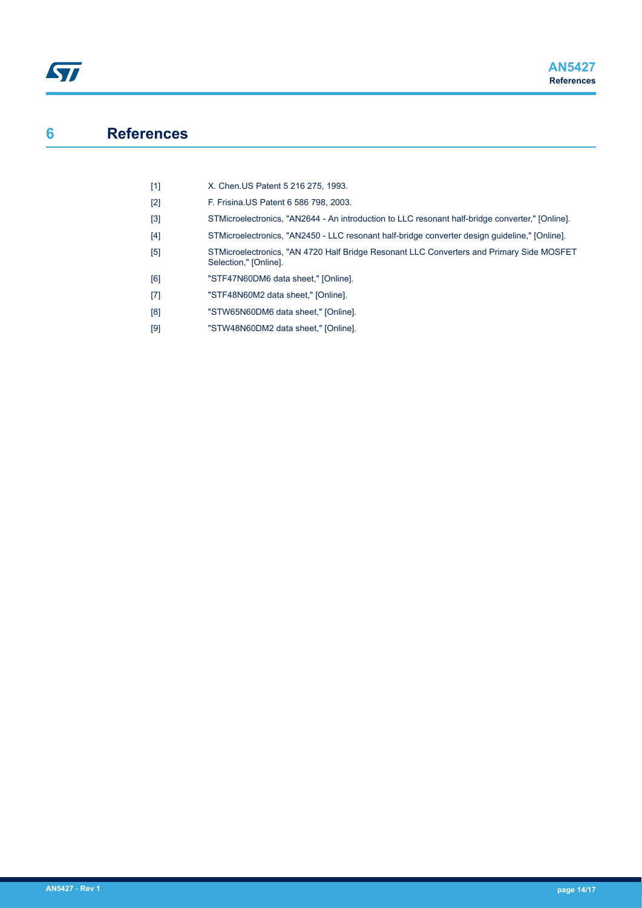# 6 References

[1] X. Chen.US Patent 5 216 275, 1993.

[2] F. Frisina.US Patent 6 586 798, 2003.

[3] STMicroelectronics, "AN2644 - An introduction to LLC resonant half-bridge converter," [Online].

[4] STMicroelectronics, "AN2450 - LLC resonant half-bridge converter design guideline," [Online].

[5] STMicroelectronics, "AN 4720 Half Bridge Resonant LLC Converters and Primary Side MOSFET Selection," [Online].

[6] "STF47N60DM6 data sheet," [Online].

[7] "STF48N60M2 data sheet," [Online].

[8] "STW65N60DM6 data sheet," [Online].

[9] "STW48N60DM2 data sheet," [Online].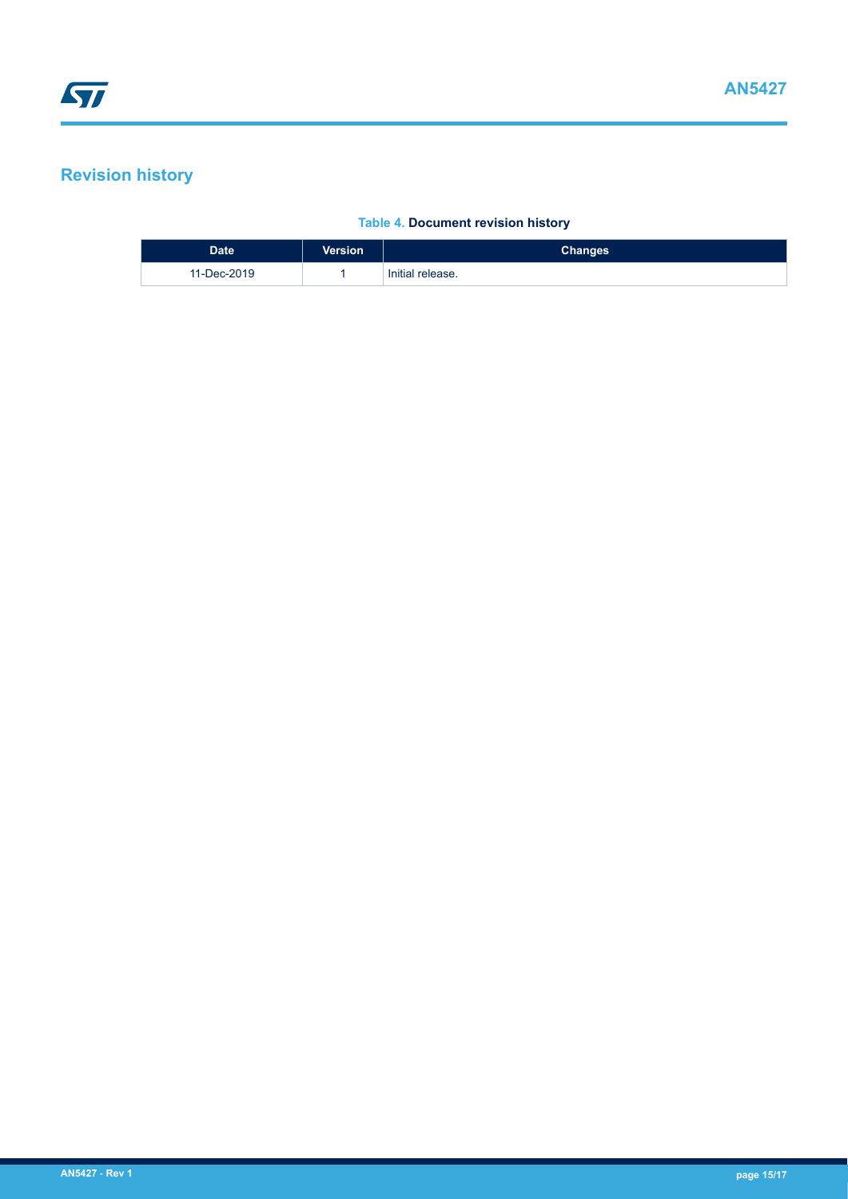## Revision history

**Table 4. Document revision history**

| Date | Version | Changes |
| --- | --- | --- |
| 11-Dec-2019 | 1 | Initial release. |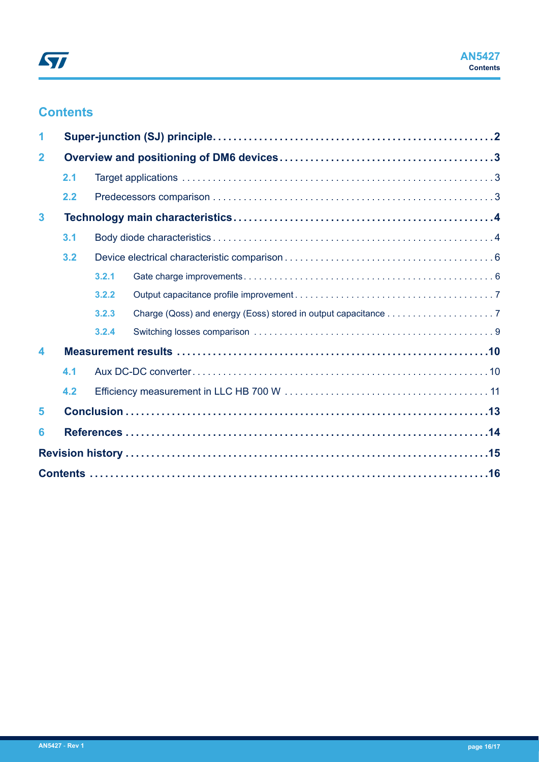# Contents

**1 Super-junction (SJ) principle** .......... **2**

**2 Overview and positioning of DM6 devices** .......... **3**

- 2.1 Target applications .......... 3
- 2.2 Predecessors comparison .......... 3

**3 Technology main characteristics** .......... **4**

- 3.1 Body diode characteristics .......... 4
- 3.2 Device electrical characteristic comparison .......... 6
  - 3.2.1 Gate charge improvements .......... 6
  - 3.2.2 Output capacitance profile improvement .......... 7
  - 3.2.3 Charge (Qoss) and energy (Eoss) stored in output capacitance .......... 7
  - 3.2.4 Switching losses comparison .......... 9

**4 Measurement results** .......... **10**

- 4.1 Aux DC-DC converter .......... 10
- 4.2 Efficiency measurement in LLC HB 700 W .......... 11

**5 Conclusion** .......... **13**

**6 References** .......... **14**

**Revision history** .......... **15**

**Contents** .......... **16**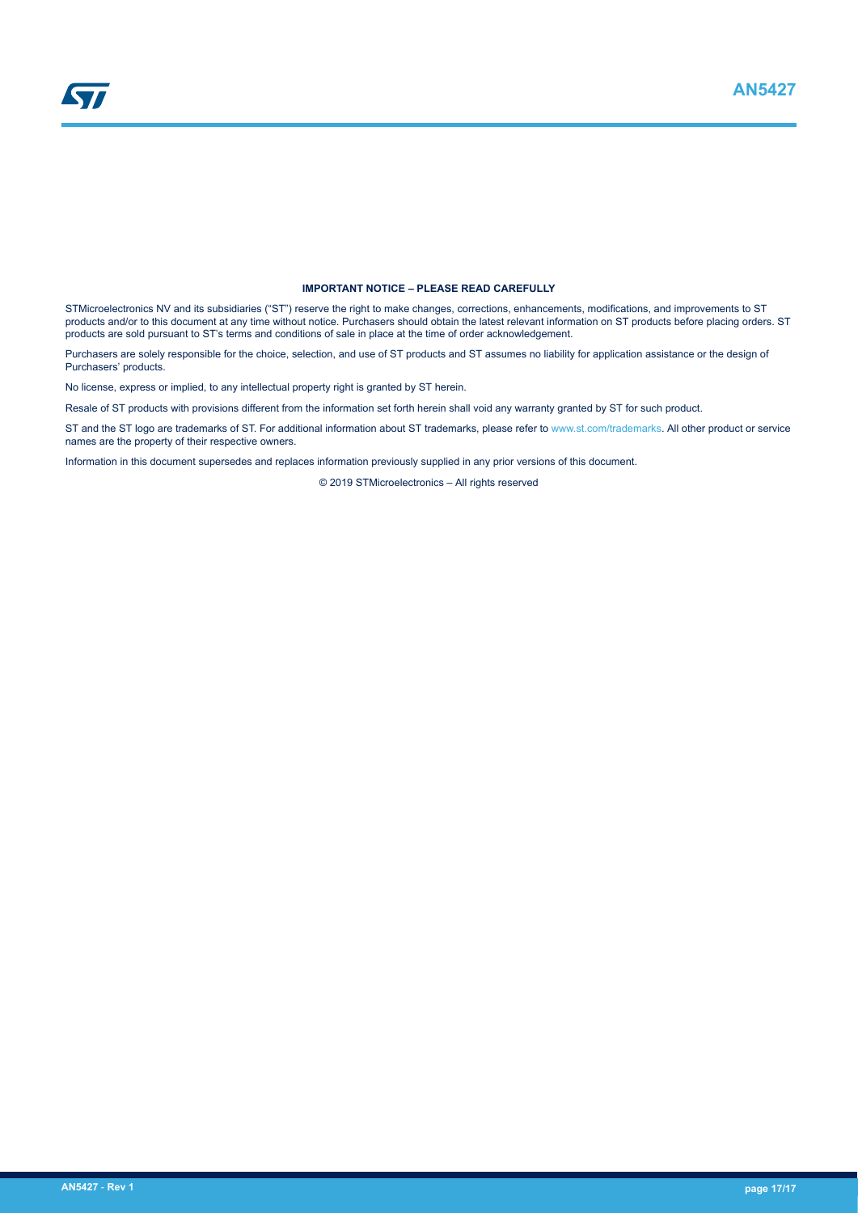**IMPORTANT NOTICE – PLEASE READ CAREFULLY**

STMicroelectronics NV and its subsidiaries ("ST") reserve the right to make changes, corrections, enhancements, modifications, and improvements to ST products and/or to this document at any time without notice. Purchasers should obtain the latest relevant information on ST products before placing orders. ST products are sold pursuant to ST's terms and conditions of sale in place at the time of order acknowledgement.

Purchasers are solely responsible for the choice, selection, and use of ST products and ST assumes no liability for application assistance or the design of Purchasers' products.

No license, express or implied, to any intellectual property right is granted by ST herein.

Resale of ST products with provisions different from the information set forth herein shall void any warranty granted by ST for such product.

ST and the ST logo are trademarks of ST. For additional information about ST trademarks, please refer to www.st.com/trademarks. All other product or service names are the property of their respective owners.

Information in this document supersedes and replaces information previously supplied in any prior versions of this document.

© 2019 STMicroelectronics – All rights reserved